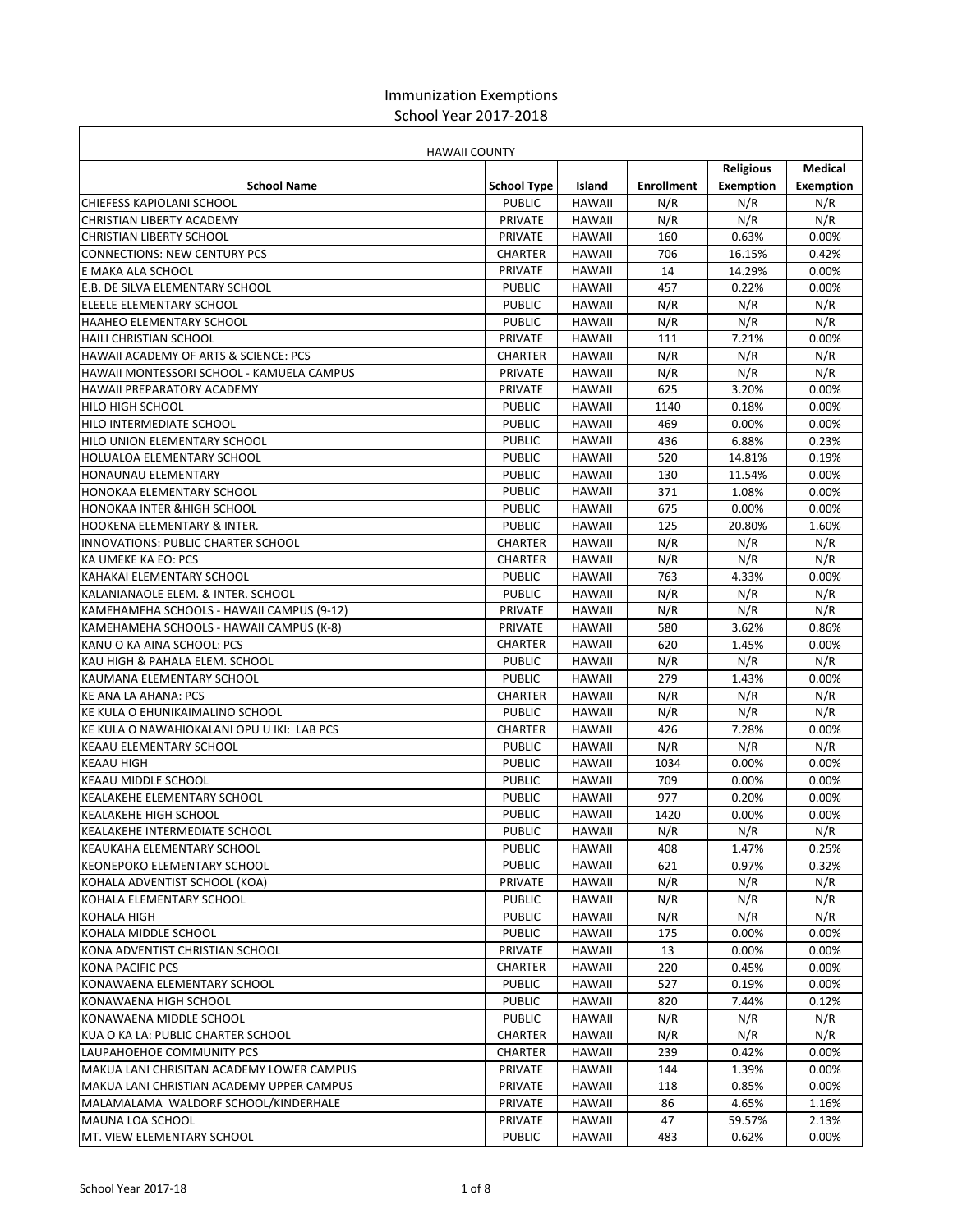# Immunization Exemptions
## School Year 2017-2018

| HAWAII COUNTY | | | | | |
|---|---|---|---|---|---|
| **School Name** | **School Type** | **Island** | **Enrollment** | **Religious Exemption** | **Medical Exemption** |
| CHIEFESS KAPIOLANI SCHOOL | PUBLIC | HAWAII | N/R | N/R | N/R |
| CHRISTIAN LIBERTY ACADEMY | PRIVATE | HAWAII | N/R | N/R | N/R |
| CHRISTIAN LIBERTY SCHOOL | PRIVATE | HAWAII | 160 | 0.63% | 0.00% |
| CONNECTIONS: NEW CENTURY PCS | CHARTER | HAWAII | 706 | 16.15% | 0.42% |
| E MAKA ALA SCHOOL | PRIVATE | HAWAII | 14 | 14.29% | 0.00% |
| E.B. DE SILVA ELEMENTARY SCHOOL | PUBLIC | HAWAII | 457 | 0.22% | 0.00% |
| ELEELE ELEMENTARY SCHOOL | PUBLIC | HAWAII | N/R | N/R | N/R |
| HAAHEO ELEMENTARY SCHOOL | PUBLIC | HAWAII | N/R | N/R | N/R |
| HAILI CHRISTIAN SCHOOL | PRIVATE | HAWAII | 111 | 7.21% | 0.00% |
| HAWAII ACADEMY OF ARTS & SCIENCE: PCS | CHARTER | HAWAII | N/R | N/R | N/R |
| HAWAII MONTESSORI SCHOOL - KAMUELA CAMPUS | PRIVATE | HAWAII | N/R | N/R | N/R |
| HAWAII PREPARATORY ACADEMY | PRIVATE | HAWAII | 625 | 3.20% | 0.00% |
| HILO HIGH SCHOOL | PUBLIC | HAWAII | 1140 | 0.18% | 0.00% |
| HILO INTERMEDIATE SCHOOL | PUBLIC | HAWAII | 469 | 0.00% | 0.00% |
| HILO UNION ELEMENTARY SCHOOL | PUBLIC | HAWAII | 436 | 6.88% | 0.23% |
| HOLUALOA ELEMENTARY SCHOOL | PUBLIC | HAWAII | 520 | 14.81% | 0.19% |
| HONAUNAU ELEMENTARY | PUBLIC | HAWAII | 130 | 11.54% | 0.00% |
| HONOKAA ELEMENTARY SCHOOL | PUBLIC | HAWAII | 371 | 1.08% | 0.00% |
| HONOKAA INTER &HIGH SCHOOL | PUBLIC | HAWAII | 675 | 0.00% | 0.00% |
| HOOKENA ELEMENTARY & INTER. | PUBLIC | HAWAII | 125 | 20.80% | 1.60% |
| INNOVATIONS: PUBLIC CHARTER SCHOOL | CHARTER | HAWAII | N/R | N/R | N/R |
| KA UMEKE KA EO: PCS | CHARTER | HAWAII | N/R | N/R | N/R |
| KAHAKAI ELEMENTARY SCHOOL | PUBLIC | HAWAII | 763 | 4.33% | 0.00% |
| KALANIANAOLE ELEM. & INTER. SCHOOL | PUBLIC | HAWAII | N/R | N/R | N/R |
| KAMEHAMEHA SCHOOLS - HAWAII CAMPUS (9-12) | PRIVATE | HAWAII | N/R | N/R | N/R |
| KAMEHAMEHA SCHOOLS - HAWAII CAMPUS (K-8) | PRIVATE | HAWAII | 580 | 3.62% | 0.86% |
| KANU O KA AINA SCHOOL: PCS | CHARTER | HAWAII | 620 | 1.45% | 0.00% |
| KAU HIGH & PAHALA ELEM. SCHOOL | PUBLIC | HAWAII | N/R | N/R | N/R |
| KAUMANA ELEMENTARY SCHOOL | PUBLIC | HAWAII | 279 | 1.43% | 0.00% |
| KE ANA LA AHANA: PCS | CHARTER | HAWAII | N/R | N/R | N/R |
| KE KULA O EHUNIKAIMALINO SCHOOL | PUBLIC | HAWAII | N/R | N/R | N/R |
| KE KULA O NAWAHIOKALANI OPU U IKI: LAB PCS | CHARTER | HAWAII | 426 | 7.28% | 0.00% |
| KEAAU ELEMENTARY SCHOOL | PUBLIC | HAWAII | N/R | N/R | N/R |
| KEAAU HIGH | PUBLIC | HAWAII | 1034 | 0.00% | 0.00% |
| KEAAU MIDDLE SCHOOL | PUBLIC | HAWAII | 709 | 0.00% | 0.00% |
| KEALAKEHE ELEMENTARY SCHOOL | PUBLIC | HAWAII | 977 | 0.20% | 0.00% |
| KEALAKEHE HIGH SCHOOL | PUBLIC | HAWAII | 1420 | 0.00% | 0.00% |
| KEALAKEHE INTERMEDIATE SCHOOL | PUBLIC | HAWAII | N/R | N/R | N/R |
| KEAUKAHA ELEMENTARY SCHOOL | PUBLIC | HAWAII | 408 | 1.47% | 0.25% |
| KEONEPOKO ELEMENTARY SCHOOL | PUBLIC | HAWAII | 621 | 0.97% | 0.32% |
| KOHALA ADVENTIST SCHOOL (KOA) | PRIVATE | HAWAII | N/R | N/R | N/R |
| KOHALA ELEMENTARY SCHOOL | PUBLIC | HAWAII | N/R | N/R | N/R |
| KOHALA HIGH | PUBLIC | HAWAII | N/R | N/R | N/R |
| KOHALA MIDDLE SCHOOL | PUBLIC | HAWAII | 175 | 0.00% | 0.00% |
| KONA ADVENTIST CHRISTIAN SCHOOL | PRIVATE | HAWAII | 13 | 0.00% | 0.00% |
| KONA PACIFIC PCS | CHARTER | HAWAII | 220 | 0.45% | 0.00% |
| KONAWAENA ELEMENTARY SCHOOL | PUBLIC | HAWAII | 527 | 0.19% | 0.00% |
| KONAWAENA HIGH SCHOOL | PUBLIC | HAWAII | 820 | 7.44% | 0.12% |
| KONAWAENA MIDDLE SCHOOL | PUBLIC | HAWAII | N/R | N/R | N/R |
| KUA O KA LA: PUBLIC CHARTER SCHOOL | CHARTER | HAWAII | N/R | N/R | N/R |
| LAUPAHOEHOE COMMUNITY PCS | CHARTER | HAWAII | 239 | 0.42% | 0.00% |
| MAKUA LANI CHRISITAN ACADEMY LOWER CAMPUS | PRIVATE | HAWAII | 144 | 1.39% | 0.00% |
| MAKUA LANI CHRISTIAN ACADEMY UPPER CAMPUS | PRIVATE | HAWAII | 118 | 0.85% | 0.00% |
| MALAMALAMA WALDORF SCHOOL/KINDERHALE | PRIVATE | HAWAII | 86 | 4.65% | 1.16% |
| MAUNA LOA SCHOOL | PRIVATE | HAWAII | 47 | 59.57% | 2.13% |
| MT. VIEW ELEMENTARY SCHOOL | PUBLIC | HAWAII | 483 | 0.62% | 0.00% |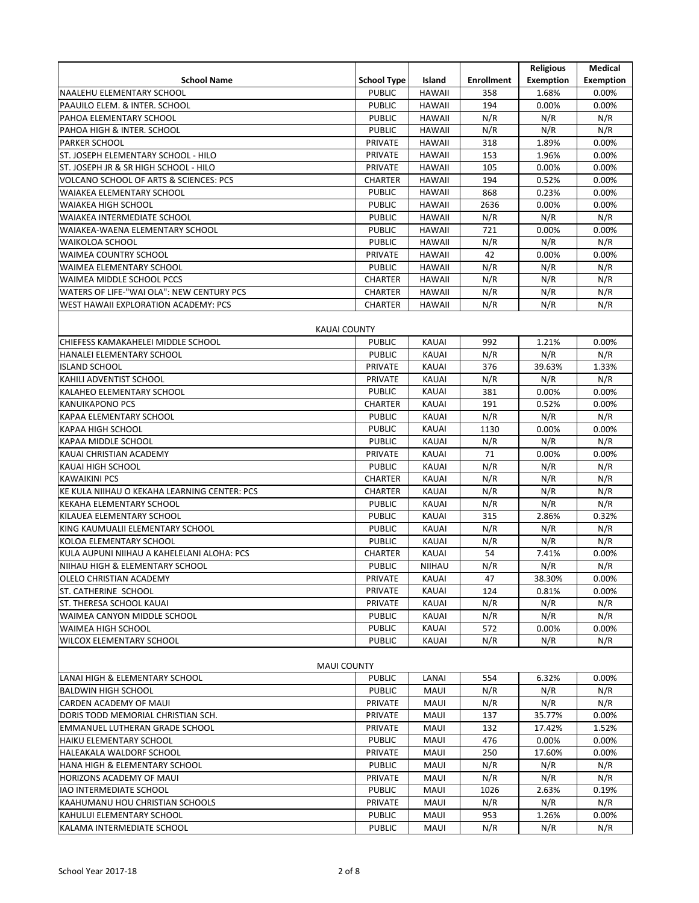| School Name | School Type | Island | Enrollment | Religious Exemption | Medical Exemption |
|---|---|---|---|---|---|
| NAALEHU ELEMENTARY SCHOOL | PUBLIC | HAWAII | 358 | 1.68% | 0.00% |
| PAAUILO ELEM. & INTER. SCHOOL | PUBLIC | HAWAII | 194 | 0.00% | 0.00% |
| PAHOA ELEMENTARY SCHOOL | PUBLIC | HAWAII | N/R | N/R | N/R |
| PAHOA HIGH & INTER. SCHOOL | PUBLIC | HAWAII | N/R | N/R | N/R |
| PARKER SCHOOL | PRIVATE | HAWAII | 318 | 1.89% | 0.00% |
| ST. JOSEPH ELEMENTARY SCHOOL - HILO | PRIVATE | HAWAII | 153 | 1.96% | 0.00% |
| ST. JOSEPH JR & SR HIGH SCHOOL - HILO | PRIVATE | HAWAII | 105 | 0.00% | 0.00% |
| VOLCANO SCHOOL OF ARTS & SCIENCES: PCS | CHARTER | HAWAII | 194 | 0.52% | 0.00% |
| WAIAKEA ELEMENTARY SCHOOL | PUBLIC | HAWAII | 868 | 0.23% | 0.00% |
| WAIAKEA HIGH SCHOOL | PUBLIC | HAWAII | 2636 | 0.00% | 0.00% |
| WAIAKEA INTERMEDIATE SCHOOL | PUBLIC | HAWAII | N/R | N/R | N/R |
| WAIAKEA-WAENA ELEMENTARY SCHOOL | PUBLIC | HAWAII | 721 | 0.00% | 0.00% |
| WAIKOLOA SCHOOL | PUBLIC | HAWAII | N/R | N/R | N/R |
| WAIMEA COUNTRY SCHOOL | PRIVATE | HAWAII | 42 | 0.00% | 0.00% |
| WAIMEA ELEMENTARY SCHOOL | PUBLIC | HAWAII | N/R | N/R | N/R |
| WAIMEA MIDDLE SCHOOL PCCS | CHARTER | HAWAII | N/R | N/R | N/R |
| WATERS OF LIFE-"WAI OLA": NEW CENTURY PCS | CHARTER | HAWAII | N/R | N/R | N/R |
| WEST HAWAII EXPLORATION ACADEMY: PCS | CHARTER | HAWAII | N/R | N/R | N/R |
| KAUAI COUNTY | | | | | |
| CHIEFESS KAMAKAHELEI MIDDLE SCHOOL | PUBLIC | KAUAI | 992 | 1.21% | 0.00% |
| HANALEI ELEMENTARY SCHOOL | PUBLIC | KAUAI | N/R | N/R | N/R |
| ISLAND SCHOOL | PRIVATE | KAUAI | 376 | 39.63% | 1.33% |
| KAHILI ADVENTIST SCHOOL | PRIVATE | KAUAI | N/R | N/R | N/R |
| KALAHEO ELEMENTARY SCHOOL | PUBLIC | KAUAI | 381 | 0.00% | 0.00% |
| KANUIKAPONO PCS | CHARTER | KAUAI | 191 | 0.52% | 0.00% |
| KAPAA ELEMENTARY SCHOOL | PUBLIC | KAUAI | N/R | N/R | N/R |
| KAPAA HIGH SCHOOL | PUBLIC | KAUAI | 1130 | 0.00% | 0.00% |
| KAPAA MIDDLE SCHOOL | PUBLIC | KAUAI | N/R | N/R | N/R |
| KAUAI CHRISTIAN ACADEMY | PRIVATE | KAUAI | 71 | 0.00% | 0.00% |
| KAUAI HIGH SCHOOL | PUBLIC | KAUAI | N/R | N/R | N/R |
| KAWAIKINI PCS | CHARTER | KAUAI | N/R | N/R | N/R |
| KE KULA NIIHAU O KEKAHA LEARNING CENTER: PCS | CHARTER | KAUAI | N/R | N/R | N/R |
| KEKAHA ELEMENTARY SCHOOL | PUBLIC | KAUAI | N/R | N/R | N/R |
| KILAUEA ELEMENTARY SCHOOL | PUBLIC | KAUAI | 315 | 2.86% | 0.32% |
| KING KAUMUALII ELEMENTARY SCHOOL | PUBLIC | KAUAI | N/R | N/R | N/R |
| KOLOA ELEMENTARY SCHOOL | PUBLIC | KAUAI | N/R | N/R | N/R |
| KULA AUPUNI NIIHAU A KAHELELANI ALOHA: PCS | CHARTER | KAUAI | 54 | 7.41% | 0.00% |
| NIIHAU HIGH & ELEMENTARY SCHOOL | PUBLIC | NIIHAU | N/R | N/R | N/R |
| OLELO CHRISTIAN ACADEMY | PRIVATE | KAUAI | 47 | 38.30% | 0.00% |
| ST. CATHERINE SCHOOL | PRIVATE | KAUAI | 124 | 0.81% | 0.00% |
| ST. THERESA SCHOOL KAUAI | PRIVATE | KAUAI | N/R | N/R | N/R |
| WAIMEA CANYON MIDDLE SCHOOL | PUBLIC | KAUAI | N/R | N/R | N/R |
| WAIMEA HIGH SCHOOL | PUBLIC | KAUAI | 572 | 0.00% | 0.00% |
| WILCOX ELEMENTARY SCHOOL | PUBLIC | KAUAI | N/R | N/R | N/R |
| MAUI COUNTY | | | | | |
| LANAI HIGH & ELEMENTARY SCHOOL | PUBLIC | LANAI | 554 | 6.32% | 0.00% |
| BALDWIN HIGH SCHOOL | PUBLIC | MAUI | N/R | N/R | N/R |
| CARDEN ACADEMY OF MAUI | PRIVATE | MAUI | N/R | N/R | N/R |
| DORIS TODD MEMORIAL CHRISTIAN SCH. | PRIVATE | MAUI | 137 | 35.77% | 0.00% |
| EMMANUEL LUTHERAN GRADE SCHOOL | PRIVATE | MAUI | 132 | 17.42% | 1.52% |
| HAIKU ELEMENTARY SCHOOL | PUBLIC | MAUI | 476 | 0.00% | 0.00% |
| HALEAKALA WALDORF SCHOOL | PRIVATE | MAUI | 250 | 17.60% | 0.00% |
| HANA HIGH & ELEMENTARY SCHOOL | PUBLIC | MAUI | N/R | N/R | N/R |
| HORIZONS ACADEMY OF MAUI | PRIVATE | MAUI | N/R | N/R | N/R |
| IAO INTERMEDIATE SCHOOL | PUBLIC | MAUI | 1026 | 2.63% | 0.19% |
| KAAHUMANU HOU CHRISTIAN SCHOOLS | PRIVATE | MAUI | N/R | N/R | N/R |
| KAHULUI ELEMENTARY SCHOOL | PUBLIC | MAUI | 953 | 1.26% | 0.00% |
| KALAMA INTERMEDIATE SCHOOL | PUBLIC | MAUI | N/R | N/R | N/R |

School Year 2017-18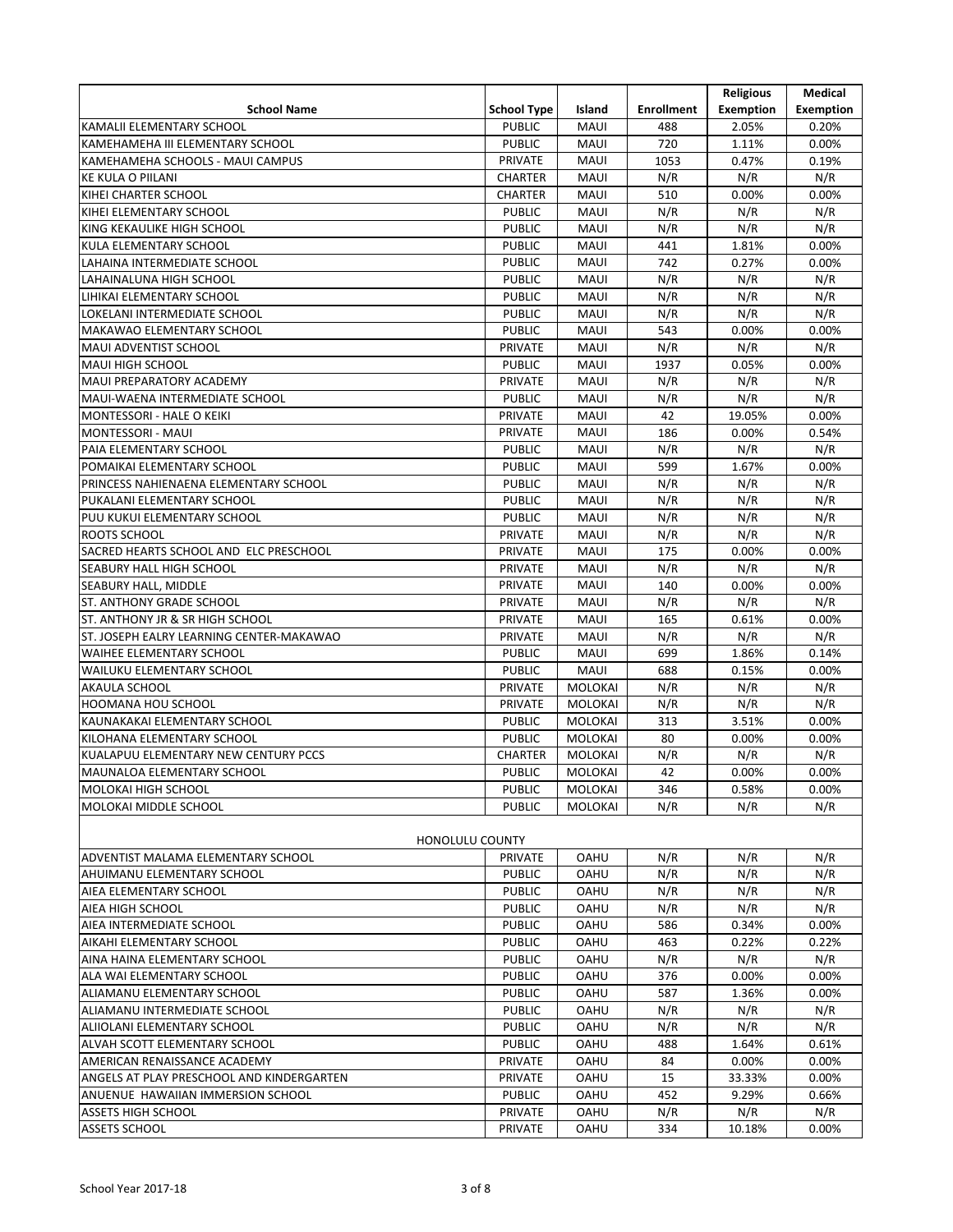| School Name | School Type | Island | Enrollment | Religious Exemption | Medical Exemption |
|---|---|---|---|---|---|
| KAMALII ELEMENTARY SCHOOL | PUBLIC | MAUI | 488 | 2.05% | 0.20% |
| KAMEHAMEHA III ELEMENTARY SCHOOL | PUBLIC | MAUI | 720 | 1.11% | 0.00% |
| KAMEHAMEHA SCHOOLS - MAUI CAMPUS | PRIVATE | MAUI | 1053 | 0.47% | 0.19% |
| KE KULA O PIILANI | CHARTER | MAUI | N/R | N/R | N/R |
| KIHEI CHARTER SCHOOL | CHARTER | MAUI | 510 | 0.00% | 0.00% |
| KIHEI ELEMENTARY SCHOOL | PUBLIC | MAUI | N/R | N/R | N/R |
| KING KEKAULIKE HIGH SCHOOL | PUBLIC | MAUI | N/R | N/R | N/R |
| KULA ELEMENTARY SCHOOL | PUBLIC | MAUI | 441 | 1.81% | 0.00% |
| LAHAINA INTERMEDIATE SCHOOL | PUBLIC | MAUI | 742 | 0.27% | 0.00% |
| LAHAINALUNA HIGH SCHOOL | PUBLIC | MAUI | N/R | N/R | N/R |
| LIHIKAI ELEMENTARY SCHOOL | PUBLIC | MAUI | N/R | N/R | N/R |
| LOKELANI INTERMEDIATE SCHOOL | PUBLIC | MAUI | N/R | N/R | N/R |
| MAKAWAO ELEMENTARY SCHOOL | PUBLIC | MAUI | 543 | 0.00% | 0.00% |
| MAUI ADVENTIST SCHOOL | PRIVATE | MAUI | N/R | N/R | N/R |
| MAUI HIGH SCHOOL | PUBLIC | MAUI | 1937 | 0.05% | 0.00% |
| MAUI PREPARATORY ACADEMY | PRIVATE | MAUI | N/R | N/R | N/R |
| MAUI-WAENA INTERMEDIATE SCHOOL | PUBLIC | MAUI | N/R | N/R | N/R |
| MONTESSORI - HALE O KEIKI | PRIVATE | MAUI | 42 | 19.05% | 0.00% |
| MONTESSORI - MAUI | PRIVATE | MAUI | 186 | 0.00% | 0.54% |
| PAIA ELEMENTARY SCHOOL | PUBLIC | MAUI | N/R | N/R | N/R |
| POMAIKAI ELEMENTARY SCHOOL | PUBLIC | MAUI | 599 | 1.67% | 0.00% |
| PRINCESS NAHIENAENA ELEMENTARY SCHOOL | PUBLIC | MAUI | N/R | N/R | N/R |
| PUKALANI ELEMENTARY SCHOOL | PUBLIC | MAUI | N/R | N/R | N/R |
| PUU KUKUI ELEMENTARY SCHOOL | PUBLIC | MAUI | N/R | N/R | N/R |
| ROOTS SCHOOL | PRIVATE | MAUI | N/R | N/R | N/R |
| SACRED HEARTS SCHOOL AND ELC PRESCHOOL | PRIVATE | MAUI | 175 | 0.00% | 0.00% |
| SEABURY HALL HIGH SCHOOL | PRIVATE | MAUI | N/R | N/R | N/R |
| SEABURY HALL, MIDDLE | PRIVATE | MAUI | 140 | 0.00% | 0.00% |
| ST. ANTHONY GRADE SCHOOL | PRIVATE | MAUI | N/R | N/R | N/R |
| ST. ANTHONY JR & SR HIGH SCHOOL | PRIVATE | MAUI | 165 | 0.61% | 0.00% |
| ST. JOSEPH EALRY LEARNING CENTER-MAKAWAO | PRIVATE | MAUI | N/R | N/R | N/R |
| WAIHEE ELEMENTARY SCHOOL | PUBLIC | MAUI | 699 | 1.86% | 0.14% |
| WAILUKU ELEMENTARY SCHOOL | PUBLIC | MAUI | 688 | 0.15% | 0.00% |
| AKAULA SCHOOL | PRIVATE | MOLOKAI | N/R | N/R | N/R |
| HOOMANA HOU SCHOOL | PRIVATE | MOLOKAI | N/R | N/R | N/R |
| KAUNAKAKAI ELEMENTARY SCHOOL | PUBLIC | MOLOKAI | 313 | 3.51% | 0.00% |
| KILOHANA ELEMENTARY SCHOOL | PUBLIC | MOLOKAI | 80 | 0.00% | 0.00% |
| KUALAPUU ELEMENTARY NEW CENTURY PCCS | CHARTER | MOLOKAI | N/R | N/R | N/R |
| MAUNALOA ELEMENTARY SCHOOL | PUBLIC | MOLOKAI | 42 | 0.00% | 0.00% |
| MOLOKAI HIGH SCHOOL | PUBLIC | MOLOKAI | 346 | 0.58% | 0.00% |
| MOLOKAI MIDDLE SCHOOL | PUBLIC | MOLOKAI | N/R | N/R | N/R |
| **HONOLULU COUNTY** | | | | | |
| ADVENTIST MALAMA ELEMENTARY SCHOOL | PRIVATE | OAHU | N/R | N/R | N/R |
| AHUIMANU ELEMENTARY SCHOOL | PUBLIC | OAHU | N/R | N/R | N/R |
| AIEA ELEMENTARY SCHOOL | PUBLIC | OAHU | N/R | N/R | N/R |
| AIEA HIGH SCHOOL | PUBLIC | OAHU | N/R | N/R | N/R |
| AIEA INTERMEDIATE SCHOOL | PUBLIC | OAHU | 586 | 0.34% | 0.00% |
| AIKAHI ELEMENTARY SCHOOL | PUBLIC | OAHU | 463 | 0.22% | 0.22% |
| AINA HAINA ELEMENTARY SCHOOL | PUBLIC | OAHU | N/R | N/R | N/R |
| ALA WAI ELEMENTARY SCHOOL | PUBLIC | OAHU | 376 | 0.00% | 0.00% |
| ALIAMANU ELEMENTARY SCHOOL | PUBLIC | OAHU | 587 | 1.36% | 0.00% |
| ALIAMANU INTERMEDIATE SCHOOL | PUBLIC | OAHU | N/R | N/R | N/R |
| ALIIOLANI ELEMENTARY SCHOOL | PUBLIC | OAHU | N/R | N/R | N/R |
| ALVAH SCOTT ELEMENTARY SCHOOL | PUBLIC | OAHU | 488 | 1.64% | 0.61% |
| AMERICAN RENAISSANCE ACADEMY | PRIVATE | OAHU | 84 | 0.00% | 0.00% |
| ANGELS AT PLAY PRESCHOOL AND KINDERGARTEN | PRIVATE | OAHU | 15 | 33.33% | 0.00% |
| ANUENUE HAWAIIAN IMMERSION SCHOOL | PUBLIC | OAHU | 452 | 9.29% | 0.66% |
| ASSETS HIGH SCHOOL | PRIVATE | OAHU | N/R | N/R | N/R |
| ASSETS SCHOOL | PRIVATE | OAHU | 334 | 10.18% | 0.00% |

School Year 2017-18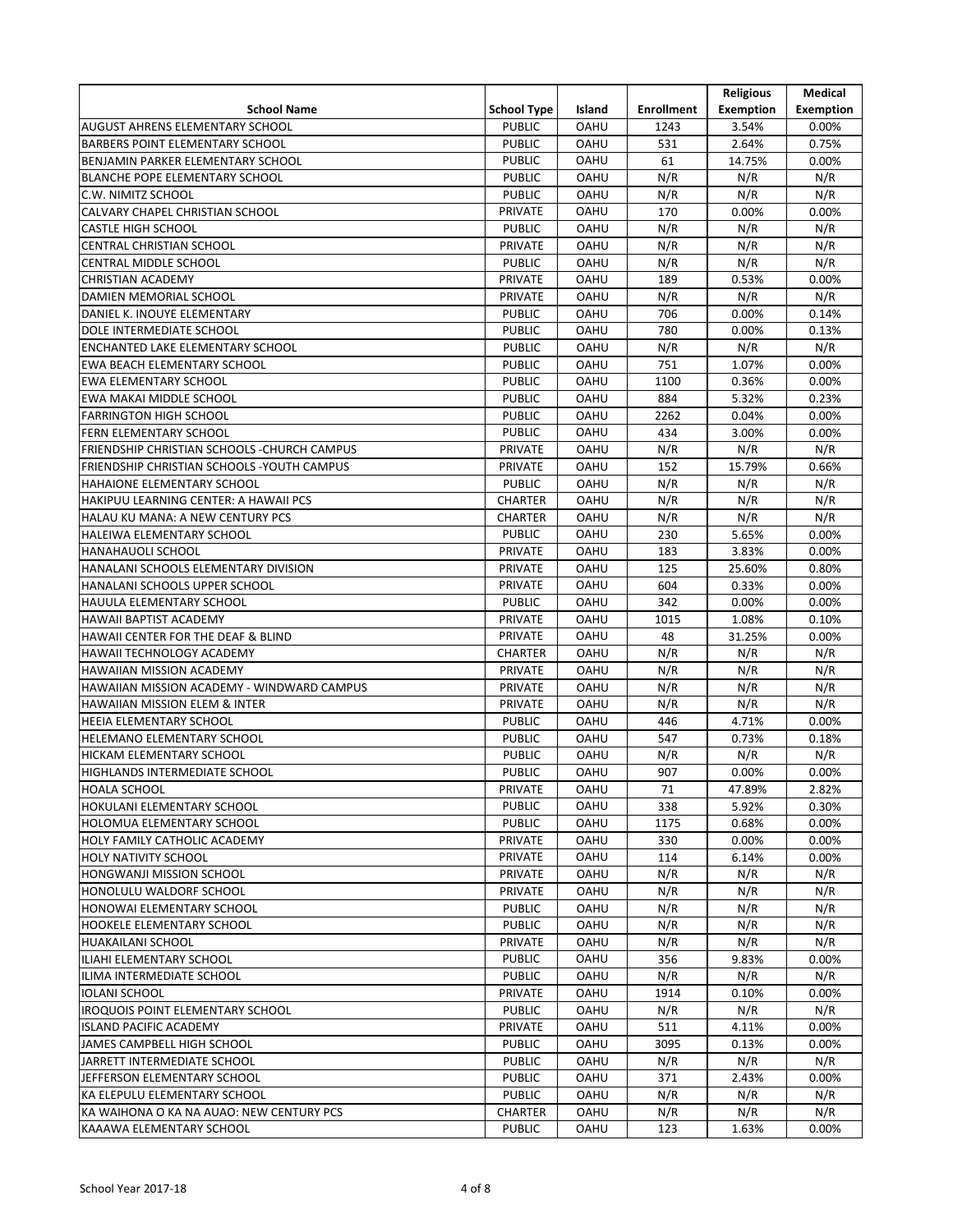| School Name | School Type | Island | Enrollment | Religious Exemption | Medical Exemption |
|---|---|---|---|---|---|
| AUGUST AHRENS ELEMENTARY SCHOOL | PUBLIC | OAHU | 1243 | 3.54% | 0.00% |
| BARBERS POINT ELEMENTARY SCHOOL | PUBLIC | OAHU | 531 | 2.64% | 0.75% |
| BENJAMIN PARKER ELEMENTARY SCHOOL | PUBLIC | OAHU | 61 | 14.75% | 0.00% |
| BLANCHE POPE ELEMENTARY SCHOOL | PUBLIC | OAHU | N/R | N/R | N/R |
| C.W. NIMITZ SCHOOL | PUBLIC | OAHU | N/R | N/R | N/R |
| CALVARY CHAPEL CHRISTIAN SCHOOL | PRIVATE | OAHU | 170 | 0.00% | 0.00% |
| CASTLE HIGH SCHOOL | PUBLIC | OAHU | N/R | N/R | N/R |
| CENTRAL CHRISTIAN SCHOOL | PRIVATE | OAHU | N/R | N/R | N/R |
| CENTRAL MIDDLE SCHOOL | PUBLIC | OAHU | N/R | N/R | N/R |
| CHRISTIAN ACADEMY | PRIVATE | OAHU | 189 | 0.53% | 0.00% |
| DAMIEN MEMORIAL SCHOOL | PRIVATE | OAHU | N/R | N/R | N/R |
| DANIEL K. INOUYE ELEMENTARY | PUBLIC | OAHU | 706 | 0.00% | 0.14% |
| DOLE INTERMEDIATE SCHOOL | PUBLIC | OAHU | 780 | 0.00% | 0.13% |
| ENCHANTED LAKE ELEMENTARY SCHOOL | PUBLIC | OAHU | N/R | N/R | N/R |
| EWA BEACH ELEMENTARY SCHOOL | PUBLIC | OAHU | 751 | 1.07% | 0.00% |
| EWA ELEMENTARY SCHOOL | PUBLIC | OAHU | 1100 | 0.36% | 0.00% |
| EWA MAKAI MIDDLE SCHOOL | PUBLIC | OAHU | 884 | 5.32% | 0.23% |
| FARRINGTON HIGH SCHOOL | PUBLIC | OAHU | 2262 | 0.04% | 0.00% |
| FERN ELEMENTARY SCHOOL | PUBLIC | OAHU | 434 | 3.00% | 0.00% |
| FRIENDSHIP CHRISTIAN SCHOOLS -CHURCH CAMPUS | PRIVATE | OAHU | N/R | N/R | N/R |
| FRIENDSHIP CHRISTIAN SCHOOLS -YOUTH CAMPUS | PRIVATE | OAHU | 152 | 15.79% | 0.66% |
| HAHAIONE ELEMENTARY SCHOOL | PUBLIC | OAHU | N/R | N/R | N/R |
| HAKIPUU LEARNING CENTER: A HAWAII PCS | CHARTER | OAHU | N/R | N/R | N/R |
| HALAU KU MANA: A NEW CENTURY PCS | CHARTER | OAHU | N/R | N/R | N/R |
| HALEIWA ELEMENTARY SCHOOL | PUBLIC | OAHU | 230 | 5.65% | 0.00% |
| HANAHAUOLI SCHOOL | PRIVATE | OAHU | 183 | 3.83% | 0.00% |
| HANALANI SCHOOLS ELEMENTARY DIVISION | PRIVATE | OAHU | 125 | 25.60% | 0.80% |
| HANALANI SCHOOLS UPPER SCHOOL | PRIVATE | OAHU | 604 | 0.33% | 0.00% |
| HAUULA ELEMENTARY SCHOOL | PUBLIC | OAHU | 342 | 0.00% | 0.00% |
| HAWAII BAPTIST ACADEMY | PRIVATE | OAHU | 1015 | 1.08% | 0.10% |
| HAWAII CENTER FOR THE DEAF & BLIND | PRIVATE | OAHU | 48 | 31.25% | 0.00% |
| HAWAII TECHNOLOGY ACADEMY | CHARTER | OAHU | N/R | N/R | N/R |
| HAWAIIAN MISSION ACADEMY | PRIVATE | OAHU | N/R | N/R | N/R |
| HAWAIIAN MISSION ACADEMY - WINDWARD CAMPUS | PRIVATE | OAHU | N/R | N/R | N/R |
| HAWAIIAN MISSION ELEM & INTER | PRIVATE | OAHU | N/R | N/R | N/R |
| HEEIA ELEMENTARY SCHOOL | PUBLIC | OAHU | 446 | 4.71% | 0.00% |
| HELEMANO ELEMENTARY SCHOOL | PUBLIC | OAHU | 547 | 0.73% | 0.18% |
| HICKAM ELEMENTARY SCHOOL | PUBLIC | OAHU | N/R | N/R | N/R |
| HIGHLANDS INTERMEDIATE SCHOOL | PUBLIC | OAHU | 907 | 0.00% | 0.00% |
| HOALA SCHOOL | PRIVATE | OAHU | 71 | 47.89% | 2.82% |
| HOKULANI ELEMENTARY SCHOOL | PUBLIC | OAHU | 338 | 5.92% | 0.30% |
| HOLOMUA ELEMENTARY SCHOOL | PUBLIC | OAHU | 1175 | 0.68% | 0.00% |
| HOLY FAMILY CATHOLIC ACADEMY | PRIVATE | OAHU | 330 | 0.00% | 0.00% |
| HOLY NATIVITY SCHOOL | PRIVATE | OAHU | 114 | 6.14% | 0.00% |
| HONGWANJI MISSION SCHOOL | PRIVATE | OAHU | N/R | N/R | N/R |
| HONOLULU WALDORF SCHOOL | PRIVATE | OAHU | N/R | N/R | N/R |
| HONOWAI ELEMENTARY SCHOOL | PUBLIC | OAHU | N/R | N/R | N/R |
| HOOKELE ELEMENTARY SCHOOL | PUBLIC | OAHU | N/R | N/R | N/R |
| HUAKAILANI SCHOOL | PRIVATE | OAHU | N/R | N/R | N/R |
| ILIAHI ELEMENTARY SCHOOL | PUBLIC | OAHU | 356 | 9.83% | 0.00% |
| ILIMA INTERMEDIATE SCHOOL | PUBLIC | OAHU | N/R | N/R | N/R |
| IOLANI SCHOOL | PRIVATE | OAHU | 1914 | 0.10% | 0.00% |
| IROQUOIS POINT ELEMENTARY SCHOOL | PUBLIC | OAHU | N/R | N/R | N/R |
| ISLAND PACIFIC ACADEMY | PRIVATE | OAHU | 511 | 4.11% | 0.00% |
| JAMES CAMPBELL HIGH SCHOOL | PUBLIC | OAHU | 3095 | 0.13% | 0.00% |
| JARRETT INTERMEDIATE SCHOOL | PUBLIC | OAHU | N/R | N/R | N/R |
| JEFFERSON ELEMENTARY SCHOOL | PUBLIC | OAHU | 371 | 2.43% | 0.00% |
| KA ELEPULU ELEMENTARY SCHOOL | PUBLIC | OAHU | N/R | N/R | N/R |
| KA WAIHONA O KA NA AUAO: NEW CENTURY PCS | CHARTER | OAHU | N/R | N/R | N/R |
| KAAAWA ELEMENTARY SCHOOL | PUBLIC | OAHU | 123 | 1.63% | 0.00% |

School Year 2017-18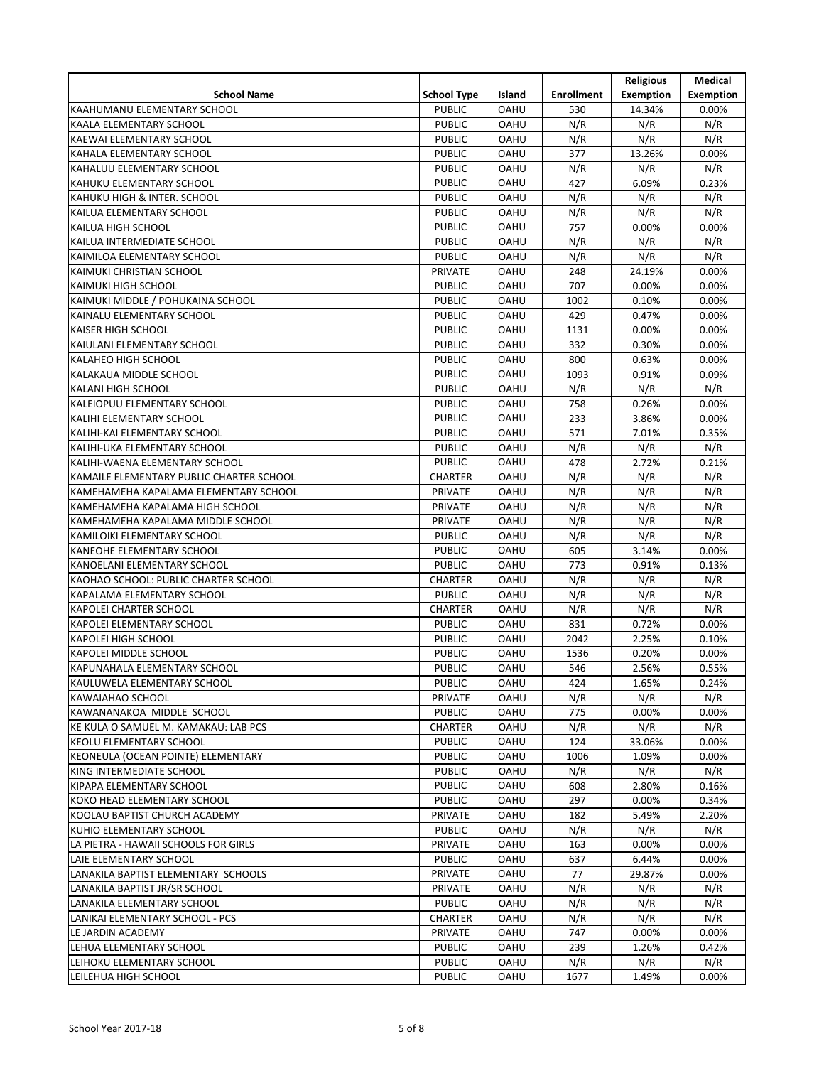| School Name | School Type | Island | Enrollment | Religious Exemption | Medical Exemption |
|---|---|---|---|---|---|
| KAAHUMANU ELEMENTARY SCHOOL | PUBLIC | OAHU | 530 | 14.34% | 0.00% |
| KAALA ELEMENTARY SCHOOL | PUBLIC | OAHU | N/R | N/R | N/R |
| KAEWAI ELEMENTARY SCHOOL | PUBLIC | OAHU | N/R | N/R | N/R |
| KAHALA ELEMENTARY SCHOOL | PUBLIC | OAHU | 377 | 13.26% | 0.00% |
| KAHALUU ELEMENTARY SCHOOL | PUBLIC | OAHU | N/R | N/R | N/R |
| KAHUKU ELEMENTARY SCHOOL | PUBLIC | OAHU | 427 | 6.09% | 0.23% |
| KAHUKU HIGH & INTER. SCHOOL | PUBLIC | OAHU | N/R | N/R | N/R |
| KAILUA ELEMENTARY SCHOOL | PUBLIC | OAHU | N/R | N/R | N/R |
| KAILUA HIGH SCHOOL | PUBLIC | OAHU | 757 | 0.00% | 0.00% |
| KAILUA INTERMEDIATE SCHOOL | PUBLIC | OAHU | N/R | N/R | N/R |
| KAIMILOA ELEMENTARY SCHOOL | PUBLIC | OAHU | N/R | N/R | N/R |
| KAIMUKI CHRISTIAN SCHOOL | PRIVATE | OAHU | 248 | 24.19% | 0.00% |
| KAIMUKI HIGH SCHOOL | PUBLIC | OAHU | 707 | 0.00% | 0.00% |
| KAIMUKI MIDDLE / POHUKAINA SCHOOL | PUBLIC | OAHU | 1002 | 0.10% | 0.00% |
| KAINALU ELEMENTARY SCHOOL | PUBLIC | OAHU | 429 | 0.47% | 0.00% |
| KAISER HIGH SCHOOL | PUBLIC | OAHU | 1131 | 0.00% | 0.00% |
| KAIULANI ELEMENTARY SCHOOL | PUBLIC | OAHU | 332 | 0.30% | 0.00% |
| KALAHEO HIGH SCHOOL | PUBLIC | OAHU | 800 | 0.63% | 0.00% |
| KALAKAUA MIDDLE SCHOOL | PUBLIC | OAHU | 1093 | 0.91% | 0.09% |
| KALANI HIGH SCHOOL | PUBLIC | OAHU | N/R | N/R | N/R |
| KALEIOPUU ELEMENTARY SCHOOL | PUBLIC | OAHU | 758 | 0.26% | 0.00% |
| KALIHI ELEMENTARY SCHOOL | PUBLIC | OAHU | 233 | 3.86% | 0.00% |
| KALIHI-KAI ELEMENTARY SCHOOL | PUBLIC | OAHU | 571 | 7.01% | 0.35% |
| KALIHI-UKA ELEMENTARY SCHOOL | PUBLIC | OAHU | N/R | N/R | N/R |
| KALIHI-WAENA ELEMENTARY SCHOOL | PUBLIC | OAHU | 478 | 2.72% | 0.21% |
| KAMAILE ELEMENTARY PUBLIC CHARTER SCHOOL | CHARTER | OAHU | N/R | N/R | N/R |
| KAMEHAMEHA KAPALAMA ELEMENTARY SCHOOL | PRIVATE | OAHU | N/R | N/R | N/R |
| KAMEHAMEHA KAPALAMA HIGH SCHOOL | PRIVATE | OAHU | N/R | N/R | N/R |
| KAMEHAMEHA KAPALAMA MIDDLE SCHOOL | PRIVATE | OAHU | N/R | N/R | N/R |
| KAMILOIKI ELEMENTARY SCHOOL | PUBLIC | OAHU | N/R | N/R | N/R |
| KANEOHE ELEMENTARY SCHOOL | PUBLIC | OAHU | 605 | 3.14% | 0.00% |
| KANOELANI ELEMENTARY SCHOOL | PUBLIC | OAHU | 773 | 0.91% | 0.13% |
| KAOHAO SCHOOL: PUBLIC CHARTER SCHOOL | CHARTER | OAHU | N/R | N/R | N/R |
| KAPALAMA ELEMENTARY SCHOOL | PUBLIC | OAHU | N/R | N/R | N/R |
| KAPOLEI CHARTER SCHOOL | CHARTER | OAHU | N/R | N/R | N/R |
| KAPOLEI ELEMENTARY SCHOOL | PUBLIC | OAHU | 831 | 0.72% | 0.00% |
| KAPOLEI HIGH SCHOOL | PUBLIC | OAHU | 2042 | 2.25% | 0.10% |
| KAPOLEI MIDDLE SCHOOL | PUBLIC | OAHU | 1536 | 0.20% | 0.00% |
| KAPUNAHALA ELEMENTARY SCHOOL | PUBLIC | OAHU | 546 | 2.56% | 0.55% |
| KAULUWELA ELEMENTARY SCHOOL | PUBLIC | OAHU | 424 | 1.65% | 0.24% |
| KAWAIAHAO SCHOOL | PRIVATE | OAHU | N/R | N/R | N/R |
| KAWANANAKOA MIDDLE SCHOOL | PUBLIC | OAHU | 775 | 0.00% | 0.00% |
| KE KULA O SAMUEL M. KAMAKAU: LAB PCS | CHARTER | OAHU | N/R | N/R | N/R |
| KEOLU ELEMENTARY SCHOOL | PUBLIC | OAHU | 124 | 33.06% | 0.00% |
| KEONEULA (OCEAN POINTE) ELEMENTARY | PUBLIC | OAHU | 1006 | 1.09% | 0.00% |
| KING INTERMEDIATE SCHOOL | PUBLIC | OAHU | N/R | N/R | N/R |
| KIPAPA ELEMENTARY SCHOOL | PUBLIC | OAHU | 608 | 2.80% | 0.16% |
| KOKO HEAD ELEMENTARY SCHOOL | PUBLIC | OAHU | 297 | 0.00% | 0.34% |
| KOOLAU BAPTIST CHURCH ACADEMY | PRIVATE | OAHU | 182 | 5.49% | 2.20% |
| KUHIO ELEMENTARY SCHOOL | PUBLIC | OAHU | N/R | N/R | N/R |
| LA PIETRA - HAWAII SCHOOLS FOR GIRLS | PRIVATE | OAHU | 163 | 0.00% | 0.00% |
| LAIE ELEMENTARY SCHOOL | PUBLIC | OAHU | 637 | 6.44% | 0.00% |
| LANAKILA BAPTIST ELEMENTARY SCHOOLS | PRIVATE | OAHU | 77 | 29.87% | 0.00% |
| LANAKILA BAPTIST JR/SR SCHOOL | PRIVATE | OAHU | N/R | N/R | N/R |
| LANAKILA ELEMENTARY SCHOOL | PUBLIC | OAHU | N/R | N/R | N/R |
| LANIKAI ELEMENTARY SCHOOL - PCS | CHARTER | OAHU | N/R | N/R | N/R |
| LE JARDIN ACADEMY | PRIVATE | OAHU | 747 | 0.00% | 0.00% |
| LEHUA ELEMENTARY SCHOOL | PUBLIC | OAHU | 239 | 1.26% | 0.42% |
| LEIHOKU ELEMENTARY SCHOOL | PUBLIC | OAHU | N/R | N/R | N/R |
| LEILEHUA HIGH SCHOOL | PUBLIC | OAHU | 1677 | 1.49% | 0.00% |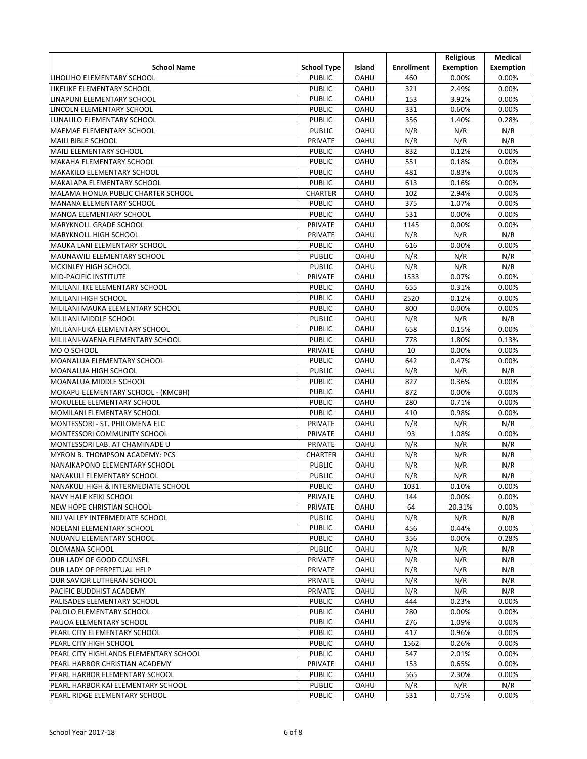| School Name | School Type | Island | Enrollment | Religious Exemption | Medical Exemption |
|---|---|---|---|---|---|
| LIHOLIHO ELEMENTARY SCHOOL | PUBLIC | OAHU | 460 | 0.00% | 0.00% |
| LIKELIKE ELEMENTARY SCHOOL | PUBLIC | OAHU | 321 | 2.49% | 0.00% |
| LINAPUNI ELEMENTARY SCHOOL | PUBLIC | OAHU | 153 | 3.92% | 0.00% |
| LINCOLN ELEMENTARY SCHOOL | PUBLIC | OAHU | 331 | 0.60% | 0.00% |
| LUNALILO ELEMENTARY SCHOOL | PUBLIC | OAHU | 356 | 1.40% | 0.28% |
| MAEMAE ELEMENTARY SCHOOL | PUBLIC | OAHU | N/R | N/R | N/R |
| MAILI BIBLE SCHOOL | PRIVATE | OAHU | N/R | N/R | N/R |
| MAILI ELEMENTARY SCHOOL | PUBLIC | OAHU | 832 | 0.12% | 0.00% |
| MAKAHA ELEMENTARY SCHOOL | PUBLIC | OAHU | 551 | 0.18% | 0.00% |
| MAKAKILO ELEMENTARY SCHOOL | PUBLIC | OAHU | 481 | 0.83% | 0.00% |
| MAKALAPA ELEMENTARY SCHOOL | PUBLIC | OAHU | 613 | 0.16% | 0.00% |
| MALAMA HONUA PUBLIC CHARTER SCHOOL | CHARTER | OAHU | 102 | 2.94% | 0.00% |
| MANANA ELEMENTARY SCHOOL | PUBLIC | OAHU | 375 | 1.07% | 0.00% |
| MANOA ELEMENTARY SCHOOL | PUBLIC | OAHU | 531 | 0.00% | 0.00% |
| MARYKNOLL GRADE SCHOOL | PRIVATE | OAHU | 1145 | 0.00% | 0.00% |
| MARYKNOLL HIGH SCHOOL | PRIVATE | OAHU | N/R | N/R | N/R |
| MAUKA LANI ELEMENTARY SCHOOL | PUBLIC | OAHU | 616 | 0.00% | 0.00% |
| MAUNAWILI ELEMENTARY SCHOOL | PUBLIC | OAHU | N/R | N/R | N/R |
| MCKINLEY HIGH SCHOOL | PUBLIC | OAHU | N/R | N/R | N/R |
| MID-PACIFIC INSTITUTE | PRIVATE | OAHU | 1533 | 0.07% | 0.00% |
| MILILANI IKE ELEMENTARY SCHOOL | PUBLIC | OAHU | 655 | 0.31% | 0.00% |
| MILILANI HIGH SCHOOL | PUBLIC | OAHU | 2520 | 0.12% | 0.00% |
| MILILANI MAUKA ELEMENTARY SCHOOL | PUBLIC | OAHU | 800 | 0.00% | 0.00% |
| MILILANI MIDDLE SCHOOL | PUBLIC | OAHU | N/R | N/R | N/R |
| MILILANI-UKA ELEMENTARY SCHOOL | PUBLIC | OAHU | 658 | 0.15% | 0.00% |
| MILILANI-WAENA ELEMENTARY SCHOOL | PUBLIC | OAHU | 778 | 1.80% | 0.13% |
| MO O SCHOOL | PRIVATE | OAHU | 10 | 0.00% | 0.00% |
| MOANALUA ELEMENTARY SCHOOL | PUBLIC | OAHU | 642 | 0.47% | 0.00% |
| MOANALUA HIGH SCHOOL | PUBLIC | OAHU | N/R | N/R | N/R |
| MOANALUA MIDDLE SCHOOL | PUBLIC | OAHU | 827 | 0.36% | 0.00% |
| MOKAPU ELEMENTARY SCHOOL - (KMCBH) | PUBLIC | OAHU | 872 | 0.00% | 0.00% |
| MOKULELE ELEMENTARY SCHOOL | PUBLIC | OAHU | 280 | 0.71% | 0.00% |
| MOMILANI ELEMENTARY SCHOOL | PUBLIC | OAHU | 410 | 0.98% | 0.00% |
| MONTESSORI - ST. PHILOMENA ELC | PRIVATE | OAHU | N/R | N/R | N/R |
| MONTESSORI COMMUNITY SCHOOL | PRIVATE | OAHU | 93 | 1.08% | 0.00% |
| MONTESSORI LAB. AT CHAMINADE U | PRIVATE | OAHU | N/R | N/R | N/R |
| MYRON B. THOMPSON ACADEMY: PCS | CHARTER | OAHU | N/R | N/R | N/R |
| NANAIKAPONO ELEMENTARY SCHOOL | PUBLIC | OAHU | N/R | N/R | N/R |
| NANAKULI ELEMENTARY SCHOOL | PUBLIC | OAHU | N/R | N/R | N/R |
| NANAKULI HIGH & INTERMEDIATE SCHOOL | PUBLIC | OAHU | 1031 | 0.10% | 0.00% |
| NAVY HALE KEIKI SCHOOL | PRIVATE | OAHU | 144 | 0.00% | 0.00% |
| NEW HOPE CHRISTIAN SCHOOL | PRIVATE | OAHU | 64 | 20.31% | 0.00% |
| NIU VALLEY INTERMEDIATE SCHOOL | PUBLIC | OAHU | N/R | N/R | N/R |
| NOELANI ELEMENTARY SCHOOL | PUBLIC | OAHU | 456 | 0.44% | 0.00% |
| NUUANU ELEMENTARY SCHOOL | PUBLIC | OAHU | 356 | 0.00% | 0.28% |
| OLOMANA SCHOOL | PUBLIC | OAHU | N/R | N/R | N/R |
| OUR LADY OF GOOD COUNSEL | PRIVATE | OAHU | N/R | N/R | N/R |
| OUR LADY OF PERPETUAL HELP | PRIVATE | OAHU | N/R | N/R | N/R |
| OUR SAVIOR LUTHERAN SCHOOL | PRIVATE | OAHU | N/R | N/R | N/R |
| PACIFIC BUDDHIST ACADEMY | PRIVATE | OAHU | N/R | N/R | N/R |
| PALISADES ELEMENTARY SCHOOL | PUBLIC | OAHU | 444 | 0.23% | 0.00% |
| PALOLO ELEMENTARY SCHOOL | PUBLIC | OAHU | 280 | 0.00% | 0.00% |
| PAUOA ELEMENTARY SCHOOL | PUBLIC | OAHU | 276 | 1.09% | 0.00% |
| PEARL CITY ELEMENTARY SCHOOL | PUBLIC | OAHU | 417 | 0.96% | 0.00% |
| PEARL CITY HIGH SCHOOL | PUBLIC | OAHU | 1562 | 0.26% | 0.00% |
| PEARL CITY HIGHLANDS ELEMENTARY SCHOOL | PUBLIC | OAHU | 547 | 2.01% | 0.00% |
| PEARL HARBOR CHRISTIAN ACADEMY | PRIVATE | OAHU | 153 | 0.65% | 0.00% |
| PEARL HARBOR ELEMENTARY SCHOOL | PUBLIC | OAHU | 565 | 2.30% | 0.00% |
| PEARL HARBOR KAI ELEMENTARY SCHOOL | PUBLIC | OAHU | N/R | N/R | N/R |
| PEARL RIDGE ELEMENTARY SCHOOL | PUBLIC | OAHU | 531 | 0.75% | 0.00% |

School Year 2017-18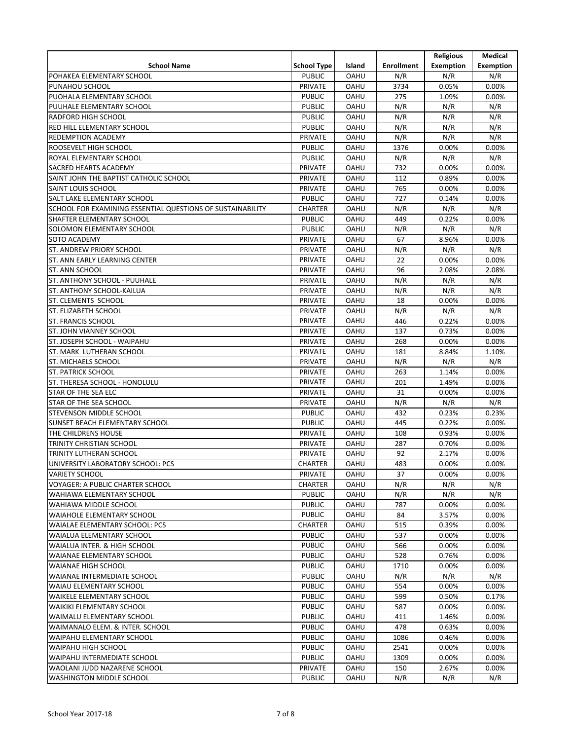| School Name | School Type | Island | Enrollment | Religious Exemption | Medical Exemption |
|---|---|---|---|---|---|
| POHAKEA ELEMENTARY SCHOOL | PUBLIC | OAHU | N/R | N/R | N/R |
| PUNAHOU SCHOOL | PRIVATE | OAHU | 3734 | 0.05% | 0.00% |
| PUOHALA ELEMENTARY SCHOOL | PUBLIC | OAHU | 275 | 1.09% | 0.00% |
| PUUHALE ELEMENTARY SCHOOL | PUBLIC | OAHU | N/R | N/R | N/R |
| RADFORD HIGH SCHOOL | PUBLIC | OAHU | N/R | N/R | N/R |
| RED HILL ELEMENTARY SCHOOL | PUBLIC | OAHU | N/R | N/R | N/R |
| REDEMPTION ACADEMY | PRIVATE | OAHU | N/R | N/R | N/R |
| ROOSEVELT HIGH SCHOOL | PUBLIC | OAHU | 1376 | 0.00% | 0.00% |
| ROYAL ELEMENTARY SCHOOL | PUBLIC | OAHU | N/R | N/R | N/R |
| SACRED HEARTS ACADEMY | PRIVATE | OAHU | 732 | 0.00% | 0.00% |
| SAINT JOHN THE BAPTIST CATHOLIC SCHOOL | PRIVATE | OAHU | 112 | 0.89% | 0.00% |
| SAINT LOUIS SCHOOL | PRIVATE | OAHU | 765 | 0.00% | 0.00% |
| SALT LAKE ELEMENTARY SCHOOL | PUBLIC | OAHU | 727 | 0.14% | 0.00% |
| SCHOOL FOR EXAMINING ESSENTIAL QUESTIONS OF SUSTAINABILITY | CHARTER | OAHU | N/R | N/R | N/R |
| SHAFTER ELEMENTARY SCHOOL | PUBLIC | OAHU | 449 | 0.22% | 0.00% |
| SOLOMON ELEMENTARY SCHOOL | PUBLIC | OAHU | N/R | N/R | N/R |
| SOTO ACADEMY | PRIVATE | OAHU | 67 | 8.96% | 0.00% |
| ST. ANDREW PRIORY SCHOOL | PRIVATE | OAHU | N/R | N/R | N/R |
| ST. ANN EARLY LEARNING CENTER | PRIVATE | OAHU | 22 | 0.00% | 0.00% |
| ST. ANN SCHOOL | PRIVATE | OAHU | 96 | 2.08% | 2.08% |
| ST. ANTHONY SCHOOL - PUUHALE | PRIVATE | OAHU | N/R | N/R | N/R |
| ST. ANTHONY SCHOOL-KAILUA | PRIVATE | OAHU | N/R | N/R | N/R |
| ST. CLEMENTS SCHOOL | PRIVATE | OAHU | 18 | 0.00% | 0.00% |
| ST. ELIZABETH SCHOOL | PRIVATE | OAHU | N/R | N/R | N/R |
| ST. FRANCIS SCHOOL | PRIVATE | OAHU | 446 | 0.22% | 0.00% |
| ST. JOHN VIANNEY SCHOOL | PRIVATE | OAHU | 137 | 0.73% | 0.00% |
| ST. JOSEPH SCHOOL - WAIPAHU | PRIVATE | OAHU | 268 | 0.00% | 0.00% |
| ST. MARK LUTHERAN SCHOOL | PRIVATE | OAHU | 181 | 8.84% | 1.10% |
| ST. MICHAELS SCHOOL | PRIVATE | OAHU | N/R | N/R | N/R |
| ST. PATRICK SCHOOL | PRIVATE | OAHU | 263 | 1.14% | 0.00% |
| ST. THERESA SCHOOL - HONOLULU | PRIVATE | OAHU | 201 | 1.49% | 0.00% |
| STAR OF THE SEA ELC | PRIVATE | OAHU | 31 | 0.00% | 0.00% |
| STAR OF THE SEA SCHOOL | PRIVATE | OAHU | N/R | N/R | N/R |
| STEVENSON MIDDLE SCHOOL | PUBLIC | OAHU | 432 | 0.23% | 0.23% |
| SUNSET BEACH ELEMENTARY SCHOOL | PUBLIC | OAHU | 445 | 0.22% | 0.00% |
| THE CHILDRENS HOUSE | PRIVATE | OAHU | 108 | 0.93% | 0.00% |
| TRINITY CHRISTIAN SCHOOL | PRIVATE | OAHU | 287 | 0.70% | 0.00% |
| TRINITY LUTHERAN SCHOOL | PRIVATE | OAHU | 92 | 2.17% | 0.00% |
| UNIVERSITY LABORATORY SCHOOL: PCS | CHARTER | OAHU | 483 | 0.00% | 0.00% |
| VARIETY SCHOOL | PRIVATE | OAHU | 37 | 0.00% | 0.00% |
| VOYAGER: A PUBLIC CHARTER SCHOOL | CHARTER | OAHU | N/R | N/R | N/R |
| WAHIAWA ELEMENTARY SCHOOL | PUBLIC | OAHU | N/R | N/R | N/R |
| WAHIAWA MIDDLE SCHOOL | PUBLIC | OAHU | 787 | 0.00% | 0.00% |
| WAIAHOLE ELEMENTARY SCHOOL | PUBLIC | OAHU | 84 | 3.57% | 0.00% |
| WAIALAE ELEMENTARY SCHOOL: PCS | CHARTER | OAHU | 515 | 0.39% | 0.00% |
| WAIALUA ELEMENTARY SCHOOL | PUBLIC | OAHU | 537 | 0.00% | 0.00% |
| WAIALUA INTER. & HIGH SCHOOL | PUBLIC | OAHU | 566 | 0.00% | 0.00% |
| WAIANAE ELEMENTARY SCHOOL | PUBLIC | OAHU | 528 | 0.76% | 0.00% |
| WAIANAE HIGH SCHOOL | PUBLIC | OAHU | 1710 | 0.00% | 0.00% |
| WAIANAE INTERMEDIATE SCHOOL | PUBLIC | OAHU | N/R | N/R | N/R |
| WAIAU ELEMENTARY SCHOOL | PUBLIC | OAHU | 554 | 0.00% | 0.00% |
| WAIKELE ELEMENTARY SCHOOL | PUBLIC | OAHU | 599 | 0.50% | 0.17% |
| WAIKIKI ELEMENTARY SCHOOL | PUBLIC | OAHU | 587 | 0.00% | 0.00% |
| WAIMALU ELEMENTARY SCHOOL | PUBLIC | OAHU | 411 | 1.46% | 0.00% |
| WAIMANALO ELEM. & INTER. SCHOOL | PUBLIC | OAHU | 478 | 0.63% | 0.00% |
| WAIPAHU ELEMENTARY SCHOOL | PUBLIC | OAHU | 1086 | 0.46% | 0.00% |
| WAIPAHU HIGH SCHOOL | PUBLIC | OAHU | 2541 | 0.00% | 0.00% |
| WAIPAHU INTERMEDIATE SCHOOL | PUBLIC | OAHU | 1309 | 0.00% | 0.00% |
| WAOLANI JUDD NAZARENE SCHOOL | PRIVATE | OAHU | 150 | 2.67% | 0.00% |
| WASHINGTON MIDDLE SCHOOL | PUBLIC | OAHU | N/R | N/R | N/R |

School Year 2017-18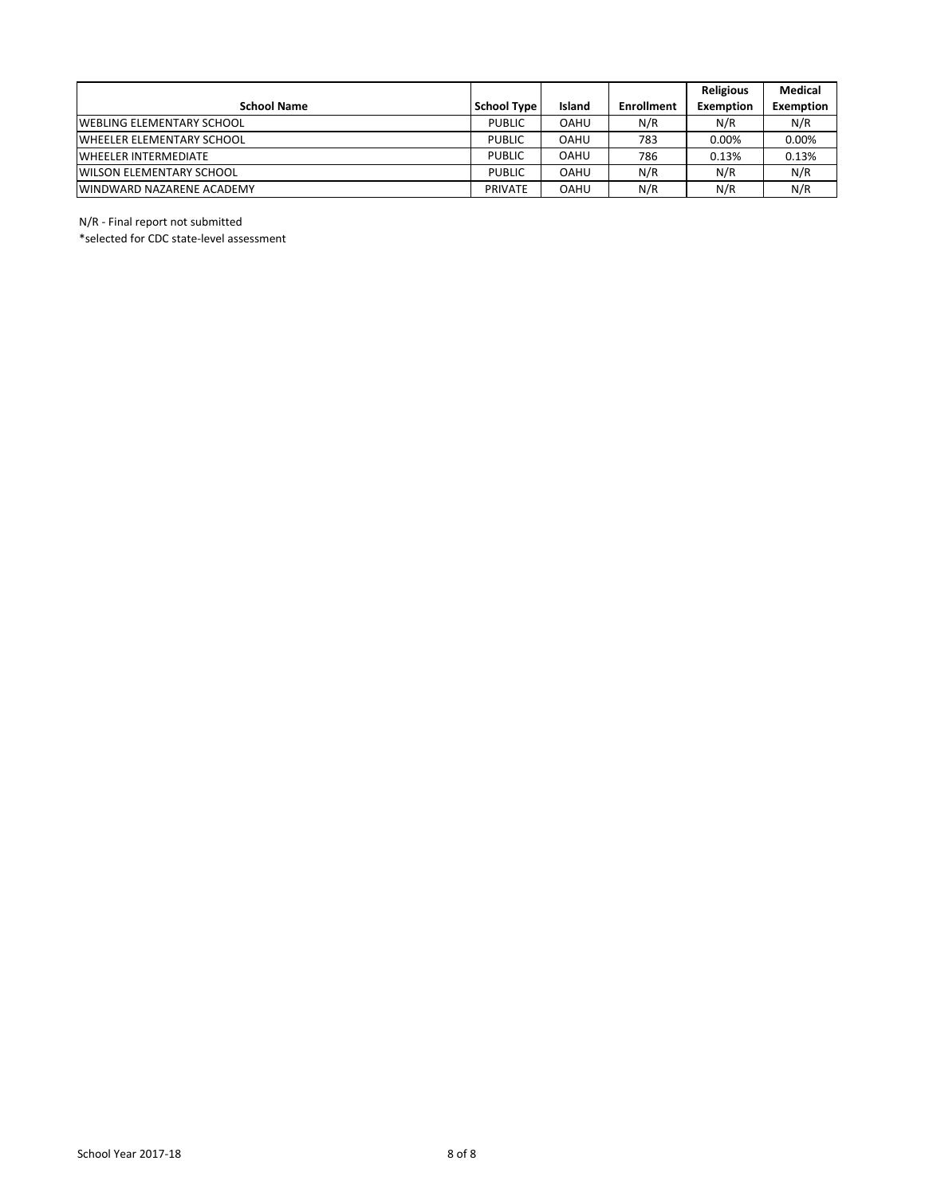| School Name | School Type | Island | Enrollment | Religious Exemption | Medical Exemption |
|---|---|---|---|---|---|
| WEBLING ELEMENTARY SCHOOL | PUBLIC | OAHU | N/R | N/R | N/R |
| WHEELER ELEMENTARY SCHOOL | PUBLIC | OAHU | 783 | 0.00% | 0.00% |
| WHEELER INTERMEDIATE | PUBLIC | OAHU | 786 | 0.13% | 0.13% |
| WILSON ELEMENTARY SCHOOL | PUBLIC | OAHU | N/R | N/R | N/R |
| WINDWARD NAZARENE ACADEMY | PRIVATE | OAHU | N/R | N/R | N/R |

N/R - Final report not submitted

*selected for CDC state-level assessment

School Year 2017-18